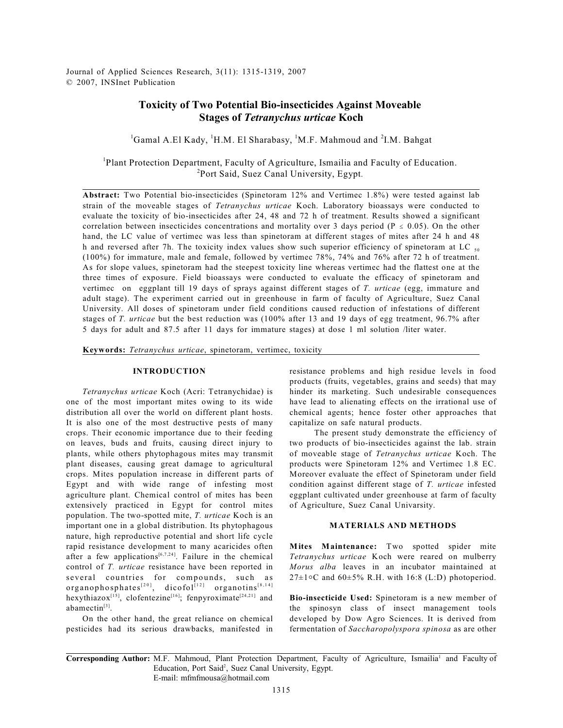# Toxicity of Two Potential Bio-insecticides Against Moveable Stages of *Tetranychus urticae* Koch

[1]Gamal A.El Kady, [1]H.M. El Sharabasy, [1]M.F. Mahmoud and [2]I.M. Bahgat

[1]Plant Protection Department, Faculty of Agriculture, Ismailia and Faculty of Education.
[2]Port Said, Suez Canal University, Egypt.

**Abstract:** Two Potential bio-insecticides (Spinetoram 12% and Vertimec 1.8%) were tested against lab strain of the moveable stages of *Tetranychus urticae* Koch. Laboratory bioassays were conducted to evaluate the toxicity of bio-insecticides after 24, 48 and 72 h of treatment. Results showed a significant correlation between insecticides concentrations and mortality over 3 days period ($P \leq 0.05$). On the other hand, the LC value of vertimec was less than spinetoram at different stages of mites after 24 h and 48 h and reversed after 7h. The toxicity index values show such superior efficiency of spinetoram at $LC_{50}$ (100%) for immature, male and female, followed by vertimec 78%, 74% and 76% after 72 h of treatment. As for slope values, spinetoram had the steepest toxicity line whereas vertimec had the flattest one at the three times of exposure. Field bioassays were conducted to evaluate the efficacy of spinetoram and vertimec on eggplant till 19 days of sprays against different stages of *T. urticae* (egg, immature and adult stage). The experiment carried out in greenhouse in farm of faculty of Agriculture, Suez Canal University. All doses of spinetoram under field conditions caused reduction of infestations of different stages of *T. urticae* but the best reduction was (100% after 13 and 19 days of egg treatment, 96.7% after 5 days for adult and 87.5 after 11 days for immature stages) at dose 1 ml solution /liter water.

**Keywords:** *Tetranychus urticae*, spinetoram, vertimec, toxicity

## INTRODUCTION

*Tetranychus urticae* Koch (Acri: Tetranychidae) is one of the most important mites owing to its wide distribution all over the world on different plant hosts. It is also one of the most destructive pests of many crops. Their economic importance due to their feeding on leaves, buds and fruits, causing direct injury to plants, while others phytophagous mites may transmit plant diseases, causing great damage to agricultural crops. Mites population increase in different parts of Egypt and with wide range of infesting most agriculture plant. Chemical control of mites has been extensively practiced in Egypt for control mites population. The two-spotted mite, *T. urticae* Koch is an important one in a global distribution. Its phytophagous nature, high reproductive potential and short life cycle rapid resistance development to many acaricides often after a few applications[6,7,24]. Failure in the chemical control of *T. urticae* resistance have been reported in several countries for compounds, such as organophosphates[20], dicofol[12] organotins[8,14] hexythiazox[15], clofentezine[16]; fenpyroximate[24,21] and abamectin[3].

On the other hand, the great reliance on chemical pesticides had its serious drawbacks, manifested in resistance problems and high residue levels in food products (fruits, vegetables, grains and seeds) that may hinder its marketing. Such undesirable consequences have lead to alienating effects on the irrational use of chemical agents; hence foster other approaches that capitalize on safe natural products.

The present study demonstrate the efficiency of two products of bio-insecticides against the lab. strain of moveable stage of *Tetranychus urticae* Koch. The products were Spinetoram 12% and Vertimec 1.8 EC. Moreover evaluate the effect of Spinetoram under field condition against different stage of *T. urticae* infested eggplant cultivated under greenhouse at farm of faculty of Agriculture, Suez Canal Univarsity.

## MATERIALS AND METHODS

**Mites Maintenance:** Two spotted spider mite *Tetranychus urticae* Koch were reared on mulberry *Morus alba* leaves in an incubator maintained at 27±1°C and 60±5% R.H. with 16:8 (L:D) photoperiod.

**Bio-insecticide Used:** Spinetoram is a new member of the spinosyn class of insect management tools developed by Dow Agro Sciences. It is derived from fermentation of *Saccharopolyspora spinosa* as are other

**Corresponding Author:** M.F. Mahmoud, Plant Protection Department, Faculty of Agriculture, Ismailia[1] and Faculty of Education, Port Said[2], Suez Canal University, Egypt.
E-mail: mfmfmousa@hotmail.com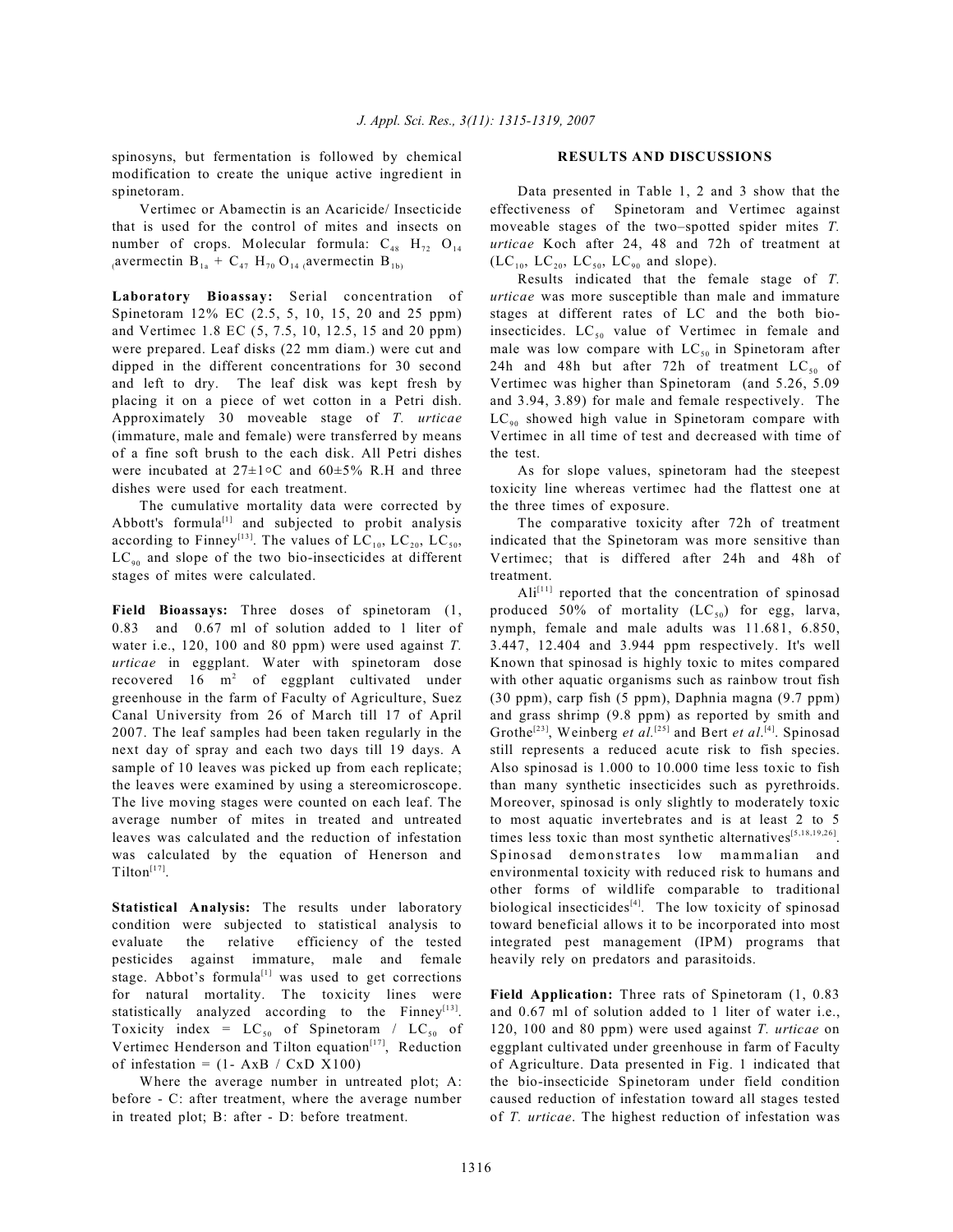spinosyns, but fermentation is followed by chemical modification to create the unique active ingredient in spinetoram.

Vertimec or Abamectin is an Acaricide/ Insecticide that is used for the control of mites and insects on number of crops. Molecular formula: $C_{48}$ $H_{72}$ $O_{14}$ (avermectin $B_{1a}$ + $C_{47}$ $H_{70}$ $O_{14}$ (avermectin $B_{1b}$)

**Laboratory Bioassay:** Serial concentration of Spinetoram 12% EC (2.5, 5, 10, 15, 20 and 25 ppm) and Vertimec 1.8 EC (5, 7.5, 10, 12.5, 15 and 20 ppm) were prepared. Leaf disks (22 mm diam.) were cut and dipped in the different concentrations for 30 second and left to dry. The leaf disk was kept fresh by placing it on a piece of wet cotton in a Petri dish. Approximately 30 moveable stage of *T. urticae* (immature, male and female) were transferred by means of a fine soft brush to the each disk. All Petri dishes were incubated at 27±1°C and 60±5% R.H and three dishes were used for each treatment.

The cumulative mortality data were corrected by Abbott's formula[1] and subjected to probit analysis according to Finney[13]. The values of $LC_{10}$, $LC_{20}$, $LC_{50}$, $LC_{90}$ and slope of the two bio-insecticides at different stages of mites were calculated.

**Field Bioassays:** Three doses of spinetoram (1, 0.83 and 0.67 ml of solution added to 1 liter of water i.e., 120, 100 and 80 ppm) were used against *T. urticae* in eggplant. Water with spinetoram dose recovered 16 $m^2$ of eggplant cultivated under greenhouse in the farm of Faculty of Agriculture, Suez Canal University from 26 of March till 17 of April 2007. The leaf samples had been taken regularly in the next day of spray and each two days till 19 days. A sample of 10 leaves was picked up from each replicate; the leaves were examined by using a stereomicroscope. The live moving stages were counted on each leaf. The average number of mites in treated and untreated leaves was calculated and the reduction of infestation was calculated by the equation of Henerson and Tilton[17].

**Statistical Analysis:** The results under laboratory condition were subjected to statistical analysis to evaluate the relative efficiency of the tested pesticides against immature, male and female stage. Abbot's formula[1] was used to get corrections for natural mortality. The toxicity lines were statistically analyzed according to the Finney[13]. Toxicity index = $LC_{50}$ of Spinetoram / $LC_{50}$ of Vertimec Henderson and Tilton equation[17], Reduction of infestation = (1- AxB / CxD X100)

Where the average number in untreated plot; A: before - C: after treatment, where the average number in treated plot; B: after - D: before treatment.

## RESULTS AND DISCUSSIONS

Data presented in Table 1, 2 and 3 show that the effectiveness of Spinetoram and Vertimec against moveable stages of the two–spotted spider mites *T. urticae* Koch after 24, 48 and 72h of treatment at ($LC_{10}$, $LC_{20}$, $LC_{50}$, $LC_{90}$ and slope).

Results indicated that the female stage of *T. urticae* was more susceptible than male and immature stages at different rates of LC and the both bio-insecticides. $LC_{50}$ value of Vertimec in female and male was low compare with $LC_{50}$ in Spinetoram after 24h and 48h but after 72h of treatment $LC_{50}$ of Vertimec was higher than Spinetoram (and 5.26, 5.09 and 3.94, 3.89) for male and female respectively. The $LC_{90}$ showed high value in Spinetoram compare with Vertimec in all time of test and decreased with time of the test.

As for slope values, spinetoram had the steepest toxicity line whereas vertimec had the flattest one at the three times of exposure.

The comparative toxicity after 72h of treatment indicated that the Spinetoram was more sensitive than Vertimec; that is differed after 24h and 48h of treatment.

Ali[11] reported that the concentration of spinosad produced 50% of mortality ($LC_{50}$) for egg, larva, nymph, female and male adults was 11.681, 6.850, 3.447, 12.404 and 3.944 ppm respectively. It's well Known that spinosad is highly toxic to mites compared with other aquatic organisms such as rainbow trout fish (30 ppm), carp fish (5 ppm), Daphnia magna (9.7 ppm) and grass shrimp (9.8 ppm) as reported by smith and Grothe[23], Weinberg *et al.*[25] and Bert *et al.*[4]. Spinosad still represents a reduced acute risk to fish species. Also spinosad is 1.000 to 10.000 time less toxic to fish than many synthetic insecticides such as pyrethroids. Moreover, spinosad is only slightly to moderately toxic to most aquatic invertebrates and is at least 2 to 5 times less toxic than most synthetic alternatives[5,18,19,26]. Spinosad demonstrates low mammalian and environmental toxicity with reduced risk to humans and other forms of wildlife comparable to traditional biological insecticides[4]. The low toxicity of spinosad toward beneficial allows it to be incorporated into most integrated pest management (IPM) programs that heavily rely on predators and parasitoids.

**Field Application:** Three rats of Spinetoram (1, 0.83 and 0.67 ml of solution added to 1 liter of water i.e., 120, 100 and 80 ppm) were used against *T. urticae* on eggplant cultivated under greenhouse in farm of Faculty of Agriculture. Data presented in Fig. 1 indicated that the bio-insecticide Spinetoram under field condition caused reduction of infestation toward all stages tested of *T. urticae*. The highest reduction of infestation was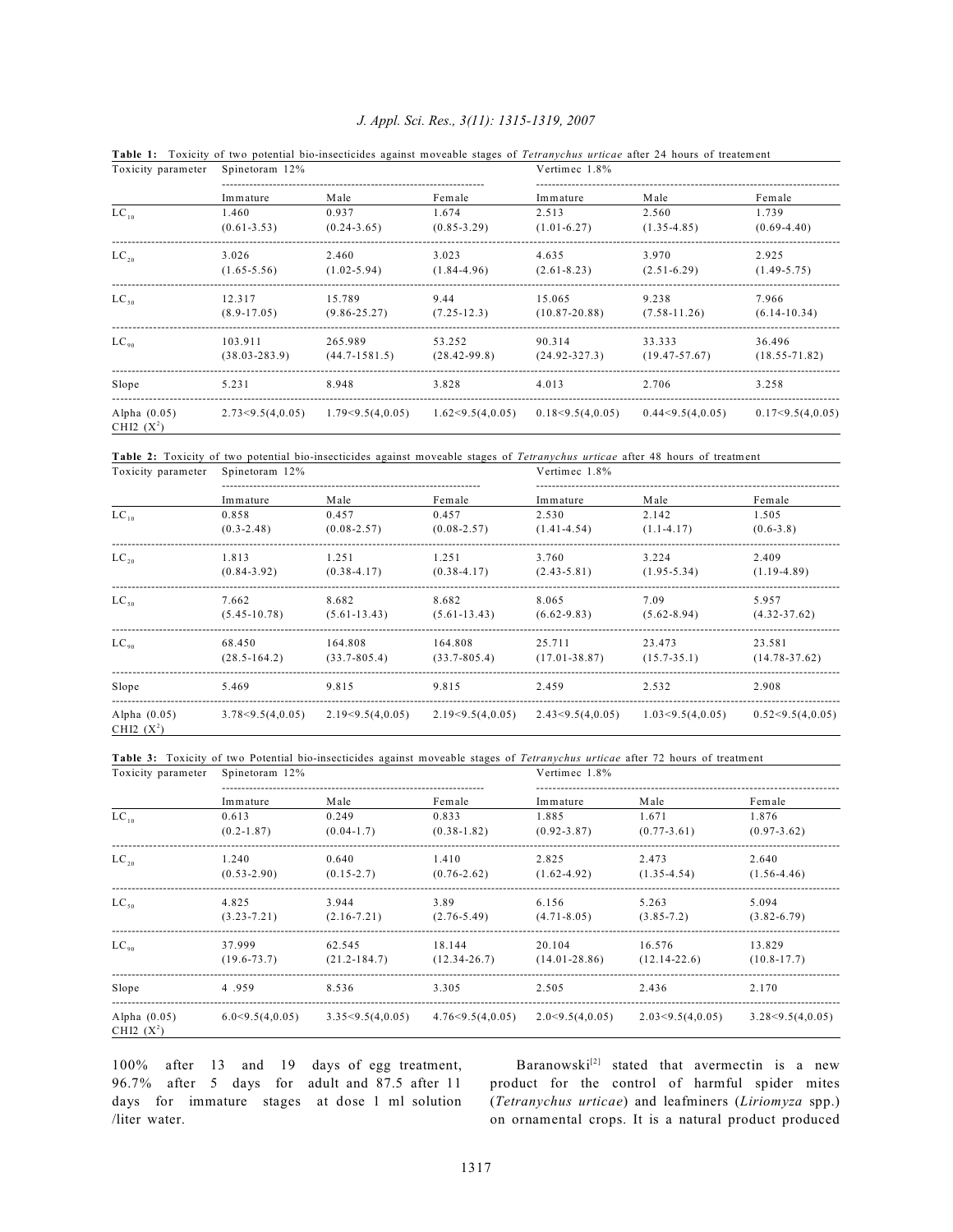**Table 1:** Toxicity of two potential bio-insecticides against moveable stages of *Tetranychus urticae* after 24 hours of treatement

| Toxicity parameter | Spinetoram 12% | | | Vertimec 1.8% | | |
|---|---|---|---|---|---|---|
| | Immature | Male | Female | Immature | Male | Female |
| $LC_{10}$ | 1.460 (0.61-3.53) | 0.937 (0.24-3.65) | 1.674 (0.85-3.29) | 2.513 (1.01-6.27) | 2.560 (1.35-4.85) | 1.739 (0.69-4.40) |
| $LC_{20}$ | 3.026 (1.65-5.56) | 2.460 (1.02-5.94) | 3.023 (1.84-4.96) | 4.635 (2.61-8.23) | 3.970 (2.51-6.29) | 2.925 (1.49-5.75) |
| $LC_{50}$ | 12.317 (8.9-17.05) | 15.789 (9.86-25.27) | 9.44 (7.25-12.3) | 15.065 (10.87-20.88) | 9.238 (7.58-11.26) | 7.966 (6.14-10.34) |
| $LC_{90}$ | 103.911 (38.03-283.9) | 265.989 (44.7-1581.5) | 53.252 (28.42-99.8) | 90.314 (24.92-327.3) | 33.333 (19.47-57.67) | 36.496 (18.55-71.82) |
| Slope | 5.231 | 8.948 | 3.828 | 4.013 | 2.706 | 3.258 |
| Alpha (0.05) CHI2 ($X^2$) | 2.73<9.5(4,0.05) | 1.79<9.5(4,0.05) | 1.62<9.5(4,0.05) | 0.18<9.5(4,0.05) | 0.44<9.5(4,0.05) | 0.17<9.5(4,0.05) |

**Table 2:** Toxicity of two potential bio-insecticides against moveable stages of *Tetranychus urticae* after 48 hours of treatment

| Toxicity parameter | Spinetoram 12% | | | Vertimec 1.8% | | |
|---|---|---|---|---|---|---|
| | Immature | Male | Female | Immature | Male | Female |
| $LC_{10}$ | 0.858 (0.3-2.48) | 0.457 (0.08-2.57) | 0.457 (0.08-2.57) | 2.530 (1.41-4.54) | 2.142 (1.1-4.17) | 1.505 (0.6-3.8) |
| $LC_{20}$ | 1.813 (0.84-3.92) | 1.251 (0.38-4.17) | 1.251 (0.38-4.17) | 3.760 (2.43-5.81) | 3.224 (1.95-5.34) | 2.409 (1.19-4.89) |
| $LC_{50}$ | 7.662 (5.45-10.78) | 8.682 (5.61-13.43) | 8.682 (5.61-13.43) | 8.065 (6.62-9.83) | 7.09 (5.62-8.94) | 5.957 (4.32-37.62) |
| $LC_{90}$ | 68.450 (28.5-164.2) | 164.808 (33.7-805.4) | 164.808 (33.7-805.4) | 25.711 (17.01-38.87) | 23.473 (15.7-35.1) | 23.581 (14.78-37.62) |
| Slope | 5.469 | 9.815 | 9.815 | 2.459 | 2.532 | 2.908 |
| Alpha (0.05) CHI2 ($X^2$) | 3.78<9.5(4,0.05) | 2.19<9.5(4,0.05) | 2.19<9.5(4,0.05) | 2.43<9.5(4,0.05) | 1.03<9.5(4,0.05) | 0.52<9.5(4,0.05) |

**Table 3:** Toxicity of two Potential bio-insecticides against moveable stages of *Tetranychus urticae* after 72 hours of treatment

| Toxicity parameter | Spinetoram 12% | | | Vertimec 1.8% | | |
|---|---|---|---|---|---|---|
| | Immature | Male | Female | Immature | Male | Female |
| $LC_{10}$ | 0.613 (0.2-1.87) | 0.249 (0.04-1.7) | 0.833 (0.38-1.82) | 1.885 (0.92-3.87) | 1.671 (0.77-3.61) | 1.876 (0.97-3.62) |
| $LC_{20}$ | 1.240 (0.53-2.90) | 0.640 (0.15-2.7) | 1.410 (0.76-2.62) | 2.825 (1.62-4.92) | 2.473 (1.35-4.54) | 2.640 (1.56-4.46) |
| $LC_{50}$ | 4.825 (3.23-7.21) | 3.944 (2.16-7.21) | 3.89 (2.76-5.49) | 6.156 (4.71-8.05) | 5.263 (3.85-7.2) | 5.094 (3.82-6.79) |
| $LC_{90}$ | 37.999 (19.6-73.7) | 62.545 (21.2-184.7) | 18.144 (12.34-26.7) | 20.104 (14.01-28.86) | 16.576 (12.14-22.6) | 13.829 (10.8-17.7) |
| Slope | 4 .959 | 8.536 | 3.305 | 2.505 | 2.436 | 2.170 |
| Alpha (0.05) CHI2 ($X^2$) | 6.0<9.5(4,0.05) | 3.35<9.5(4,0.05) | 4.76<9.5(4,0.05) | 2.0<9.5(4,0.05) | 2.03<9.5(4,0.05) | 3.28<9.5(4,0.05) |

100% after 13 and 19 days of egg treatment, 96.7% after 5 days for adult and 87.5 after 11 days for immature stages at dose 1 ml solution /liter water.

Baranowski[2] stated that avermectin is a new product for the control of harmful spider mites (*Tetranychus urticae*) and leafminers (*Liriomyza* spp.) on ornamental crops. It is a natural product produced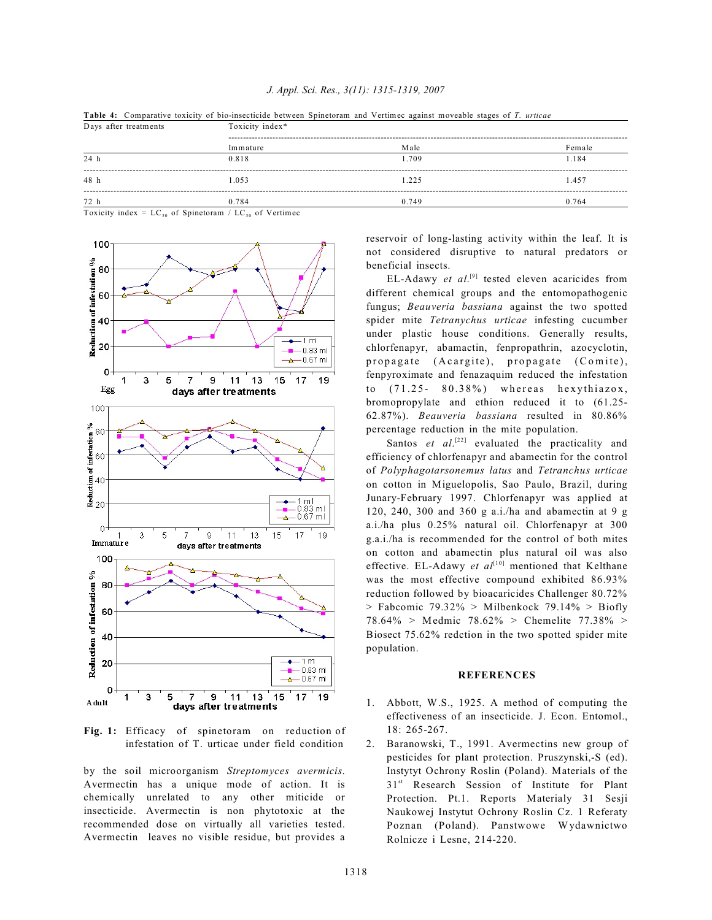**Table 4:** Comparative toxicity of bio-insecticide between Spinetoram and Vertimec against moveable stages of *T. urticae*

| Days after treatments | Toxicity index* | | |
|---|---|---|---|
| | Immature | Male | Female |
| 24 h | 0.818 | 1.709 | 1.184 |
| 48 h | 1.053 | 1.225 | 1.457 |
| 72 h | 0.784 | 0.749 | 0.764 |

Toxicity index = $LC_{50}$ of Spinetoram / $LC_{50}$ of Vertimec

**Fig. 1:** Efficacy of spinetoram on reduction of infestation of T. urticae under field condition

by the soil microorganism *Streptomyces avermicis*. Avermectin has a unique mode of action. It is chemically unrelated to any other miticide or insecticide. Avermectin is non phytotoxic at the recommended dose on virtually all varieties tested. Avermectin leaves no visible residue, but provides a reservoir of long-lasting activity within the leaf. It is not considered disruptive to natural predators or beneficial insects.

EL-Adawy *et al*.[9] tested eleven acaricides from different chemical groups and the entomopathogenic fungus; *Beauveria bassiana* against the two spotted spider mite *Tetranychus urticae* infesting cucumber under plastic house conditions. Generally results, chlorfenapyr, abamactin, fenpropathrin, azocyclotin, propagate (Acargite), propagate (Comite), fenpyroximate and fenazaquim reduced the infestation to (71.25- 80.38%) whereas hexythiazox, bromopropylate and ethion reduced it to (61.25-62.87%). *Beauveria bassiana* resulted in 80.86% percentage reduction in the mite population.

Santos *et al*.[22] evaluated the practicality and efficiency of chlorfenapyr and abamectin for the control of *Polyphagotarsonemus latus* and *Tetranchus urticae* on cotton in Miguelopolis, Sao Paulo, Brazil, during Junary-February 1997. Chlorfenapyr was applied at 120, 240, 300 and 360 g a.i./ha and abamectin at 9 g a.i./ha plus 0.25% natural oil. Chlorfenapyr at 300 g.a.i./ha is recommended for the control of both mites on cotton and abamectin plus natural oil was also effective. EL-Adawy *et al*[10] mentioned that Kelthane was the most effective compound exhibited 86.93% reduction followed by bioacaricides Challenger 80.72% > Fabcomic 79.32% > Milbenkock 79.14% > Biofly 78.64% > Medmic 78.62% > Chemelite 77.38% > Biosect 75.62% redction in the two spotted spider mite population.

## REFERENCES

1. Abbott, W.S., 1925. A method of computing the effectiveness of an insecticide. J. Econ. Entomol., 18: 265-267.
2. Baranowski, T., 1991. Avermectins new group of pesticides for plant protection. Pruszynski,-S (ed). Instytyt Ochrony Roslin (Poland). Materials of the 31st Research Session of Institute for Plant Protection. Pt.1. Reports Materialy 31 Sesji Naukowej Instytut Ochrony Roslin Cz. 1 Referaty Poznan (Poland). Panstwowe Wydawnictwo Rolnicze i Lesne, 214-220.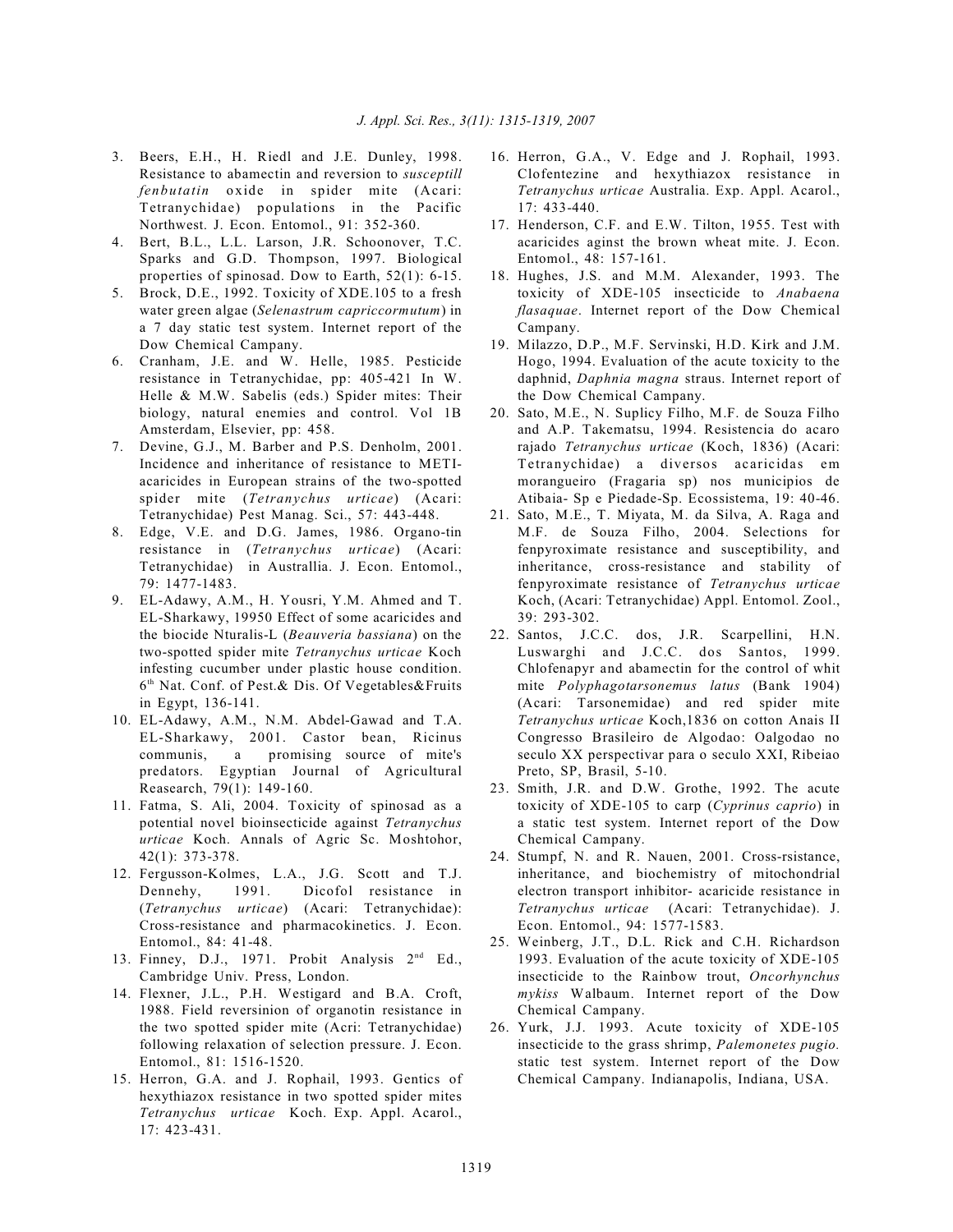3. Beers, E.H., H. Riedl and J.E. Dunley, 1998. Resistance to abamectin and reversion to *susceptill fenbutatin* oxide in spider mite (Acari: Tetranychidae) populations in the Pacific Northwest. J. Econ. Entomol., 91: 352-360.
4. Bert, B.L., L.L. Larson, J.R. Schoonover, T.C. Sparks and G.D. Thompson, 1997. Biological properties of spinosad. Dow to Earth, 52(1): 6-15.
5. Brock, D.E., 1992. Toxicity of XDE.105 to a fresh water green algae (*Selenastrum capriccormutum*) in a 7 day static test system. Internet report of the Dow Chemical Campany.
6. Cranham, J.E. and W. Helle, 1985. Pesticide resistance in Tetranychidae, pp: 405-421 In W. Helle & M.W. Sabelis (eds.) Spider mites: Their biology, natural enemies and control. Vol 1B Amsterdam, Elsevier, pp: 458.
7. Devine, G.J., M. Barber and P.S. Denholm, 2001. Incidence and inheritance of resistance to METI-acaricides in European strains of the two-spotted spider mite (*Tetranychus urticae*) (Acari: Tetranychidae) Pest Manag. Sci., 57: 443-448.
8. Edge, V.E. and D.G. James, 1986. Organo-tin resistance in (*Tetranychus urticae*) (Acari: Tetranychidae) in Australlia. J. Econ. Entomol., 79: 1477-1483.
9. EL-Adawy, A.M., H. Yousri, Y.M. Ahmed and T. EL-Sharkawy, 19950 Effect of some acaricides and the biocide Nturalis-L (*Beauveria bassiana*) on the two-spotted spider mite *Tetranychus urticae* Koch infesting cucumber under plastic house condition. 6th Nat. Conf. of Pest.& Dis. Of Vegetables&Fruits in Egypt, 136-141.
10. EL-Adawy, A.M., N.M. Abdel-Gawad and T.A. EL-Sharkawy, 2001. Castor bean, Ricinus communis, a promising source of mite's predators. Egyptian Journal of Agricultural Reasearch, 79(1): 149-160.
11. Fatma, S. Ali, 2004. Toxicity of spinosad as a potential novel bioinsecticide against *Tetranychus urticae* Koch. Annals of Agric Sc. Moshtohor, 42(1): 373-378.
12. Fergusson-Kolmes, L.A., J.G. Scott and T.J. Dennehy, 1991. Dicofol resistance in (*Tetranychus urticae*) (Acari: Tetranychidae): Cross-resistance and pharmacokinetics. J. Econ. Entomol., 84: 41-48.
13. Finney, D.J., 1971. Probit Analysis 2nd Ed., Cambridge Univ. Press, London.
14. Flexner, J.L., P.H. Westigard and B.A. Croft, 1988. Field reversinion of organotin resistance in the two spotted spider mite (Acri: Tetranychidae) following relaxation of selection pressure. J. Econ. Entomol., 81: 1516-1520.
15. Herron, G.A. and J. Rophail, 1993. Gentics of hexythiazox resistance in two spotted spider mites *Tetranychus urticae* Koch. Exp. Appl. Acarol., 17: 423-431.
16. Herron, G.A., V. Edge and J. Rophail, 1993. Clofentezine and hexythiazox resistance in *Tetranychus urticae* Australia. Exp. Appl. Acarol., 17: 433-440.
17. Henderson, C.F. and E.W. Tilton, 1955. Test with acaricides aginst the brown wheat mite. J. Econ. Entomol., 48: 157-161.
18. Hughes, J.S. and M.M. Alexander, 1993. The toxicity of XDE-105 insecticide to *Anabaena flasaquae*. Internet report of the Dow Chemical Campany.
19. Milazzo, D.P., M.F. Servinski, H.D. Kirk and J.M. Hogo, 1994. Evaluation of the acute toxicity to the daphnid, *Daphnia magna* straus. Internet report of the Dow Chemical Campany.
20. Sato, M.E., N. Suplicy Filho, M.F. de Souza Filho and A.P. Takematsu, 1994. Resistencia do acaro rajado *Tetranychus urticae* (Koch, 1836) (Acari: Tetranychidae) a diversos acaricidas em morangueiro (Fragaria sp) nos municipios de Atibaia- Sp e Piedade-Sp. Ecossistema, 19: 40-46.
21. Sato, M.E., T. Miyata, M. da Silva, A. Raga and M.F. de Souza Filho, 2004. Selections for fenpyroximate resistance and susceptibility, and inheritance, cross-resistance and stability of fenpyroximate resistance of *Tetranychus urticae* Koch, (Acari: Tetranychidae) Appl. Entomol. Zool., 39: 293-302.
22. Santos, J.C.C. dos, J.R. Scarpellini, H.N. Luswarghi and J.C.C. dos Santos, 1999. Chlofenapyr and abamectin for the control of whit mite *Polyphagotarsonemus latus* (Bank 1904) (Acari: Tarsonemidae) and red spider mite *Tetranychus urticae* Koch,1836 on cotton Anais II Congresso Brasileiro de Algodao: Oalgodao no seculo XX perspectivar para o seculo XXI, Ribeiao Preto, SP, Brasil, 5-10.
23. Smith, J.R. and D.W. Grothe, 1992. The acute toxicity of XDE-105 to carp (*Cyprinus caprio*) in a static test system. Internet report of the Dow Chemical Campany.
24. Stumpf, N. and R. Nauen, 2001. Cross-rsistance, inheritance, and biochemistry of mitochondrial electron transport inhibitor- acaricide resistance in *Tetranychus urticae* (Acari: Tetranychidae). J. Econ. Entomol., 94: 1577-1583.
25. Weinberg, J.T., D.L. Rick and C.H. Richardson 1993. Evaluation of the acute toxicity of XDE-105 insecticide to the Rainbow trout, *Oncorhynchus mykiss* Walbaum. Internet report of the Dow Chemical Campany.
26. Yurk, J.J. 1993. Acute toxicity of XDE-105 insecticide to the grass shrimp, *Palemonetes pugio.* static test system. Internet report of the Dow Chemical Campany. Indianapolis, Indiana, USA.